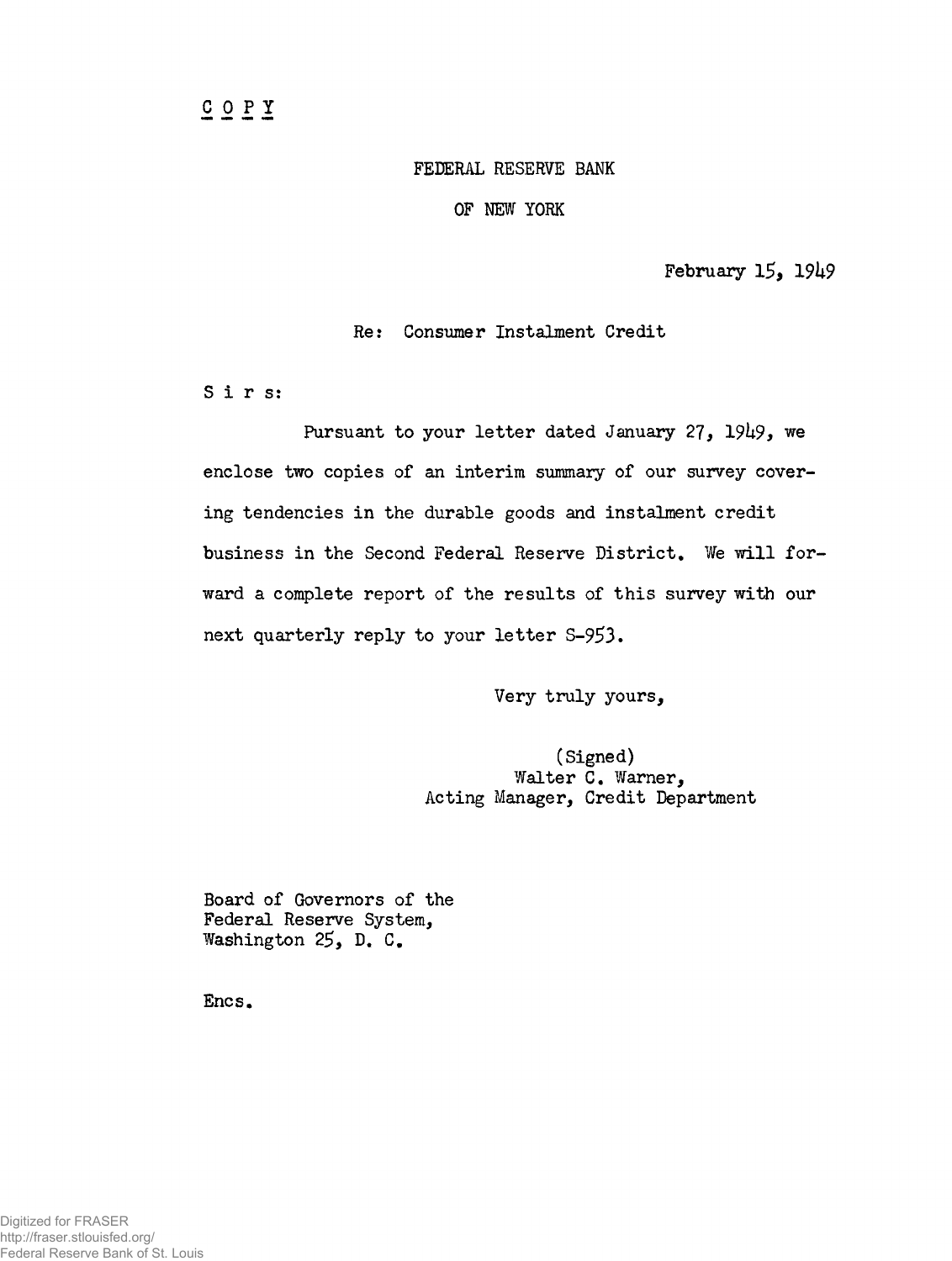COPY

FEDERAL RESERVE BANK

OF NEW YORK

February 15, 1949

Re: Consumer Instalment Credit

Sirs:

Pursuant to your letter dated January 27, 1949, we enclose two copies of an interim summary of our survey covering tendencies in the durable goods and instalment credit business in the Second Federal Reserve District. We will forward a complete report of the results of this survey with our next quarterly reply to your letter S-953.

Very truly yours,

(Signed)
Walter C. Warner,
Acting Manager, Credit Department

Board of Governors of the
Federal Reserve System,
Washington 25, D. C.

Encs.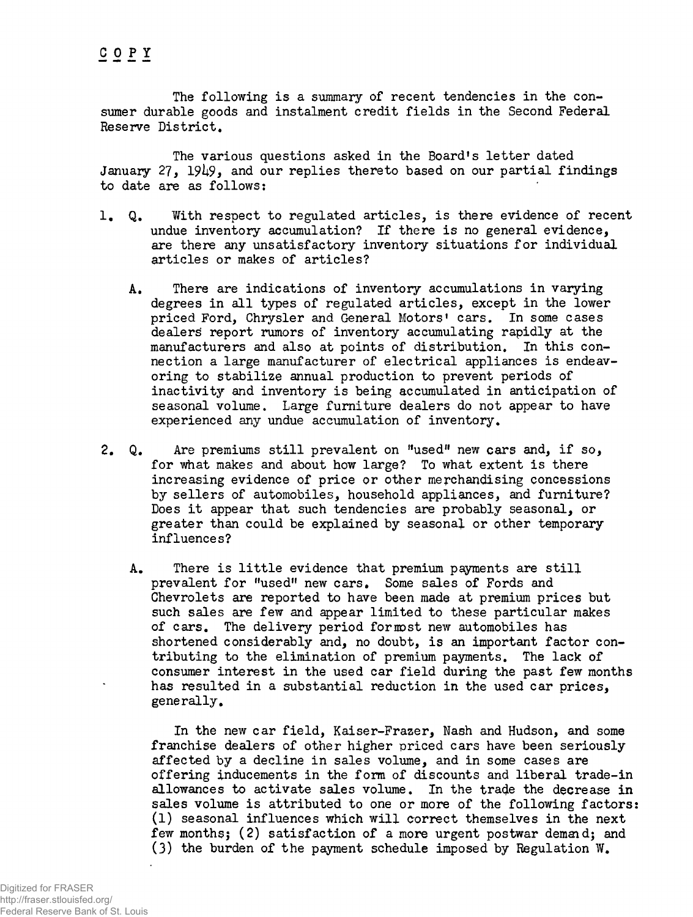C O P Y

The following is a summary of recent tendencies in the consumer durable goods and instalment credit fields in the Second Federal Reserve District.

The various questions asked in the Board's letter dated January 27, 1949, and our replies thereto based on our partial findings to date are as follows:

1. Q. With respect to regulated articles, is there evidence of recent undue inventory accumulation? If there is no general evidence, are there any unsatisfactory inventory situations for individual articles or makes of articles?

   A. There are indications of inventory accumulations in varying degrees in all types of regulated articles, except in the lower priced Ford, Chrysler and General Motors' cars. In some cases dealers report rumors of inventory accumulating rapidly at the manufacturers and also at points of distribution. In this connection a large manufacturer of electrical appliances is endeavoring to stabilize annual production to prevent periods of inactivity and inventory is being accumulated in anticipation of seasonal volume. Large furniture dealers do not appear to have experienced any undue accumulation of inventory.

2. Q. Are premiums still prevalent on "used" new cars and, if so, for what makes and about how large? To what extent is there increasing evidence of price or other merchandising concessions by sellers of automobiles, household appliances, and furniture? Does it appear that such tendencies are probably seasonal, or greater than could be explained by seasonal or other temporary influences?

   A. There is little evidence that premium payments are still prevalent for "used" new cars. Some sales of Fords and Chevrolets are reported to have been made at premium prices but such sales are few and appear limited to these particular makes of cars. The delivery period for most new automobiles has shortened considerably and, no doubt, is an important factor contributing to the elimination of premium payments. The lack of consumer interest in the used car field during the past few months has resulted in a substantial reduction in the used car prices, generally.

   In the new car field, Kaiser-Frazer, Nash and Hudson, and some franchise dealers of other higher priced cars have been seriously affected by a decline in sales volume, and in some cases are offering inducements in the form of discounts and liberal trade-in allowances to activate sales volume. In the trade the decrease in sales volume is attributed to one or more of the following factors: (1) seasonal influences which will correct themselves in the next few months; (2) satisfaction of a more urgent postwar demand; and (3) the burden of the payment schedule imposed by Regulation W.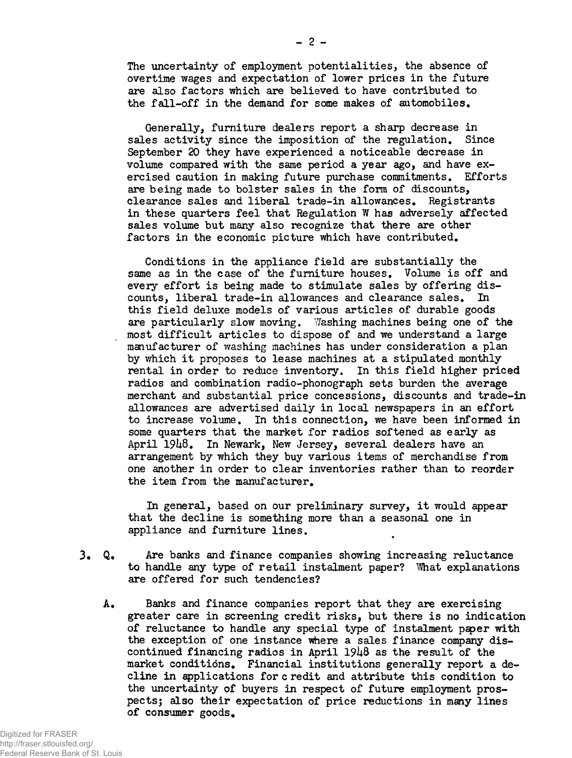The uncertainty of employment potentialities, the absence of overtime wages and expectation of lower prices in the future are also factors which are believed to have contributed to the fall-off in the demand for some makes of automobiles.

Generally, furniture dealers report a sharp decrease in sales activity since the imposition of the regulation. Since September 20 they have experienced a noticeable decrease in volume compared with the same period a year ago, and have exercised caution in making future purchase commitments. Efforts are being made to bolster sales in the form of discounts, clearance sales and liberal trade-in allowances. Registrants in these quarters feel that Regulation W has adversely affected sales volume but many also recognize that there are other factors in the economic picture which have contributed.

Conditions in the appliance field are substantially the same as in the case of the furniture houses. Volume is off and every effort is being made to stimulate sales by offering discounts, liberal trade-in allowances and clearance sales. In this field deluxe models of various articles of durable goods are particularly slow moving. Washing machines being one of the most difficult articles to dispose of and we understand a large manufacturer of washing machines has under consideration a plan by which it proposes to lease machines at a stipulated monthly rental in order to reduce inventory. In this field higher priced radios and combination radio-phonograph sets burden the average merchant and substantial price concessions, discounts and trade-in allowances are advertised daily in local newspapers in an effort to increase volume. In this connection, we have been informed in some quarters that the market for radios softened as early as April 1948. In Newark, New Jersey, several dealers have an arrangement by which they buy various items of merchandise from one another in order to clear inventories rather than to reorder the item from the manufacturer.

In general, based on our preliminary survey, it would appear that the decline is something more than a seasonal one in appliance and furniture lines.

3. Q. Are banks and finance companies showing increasing reluctance to handle any type of retail instalment paper? What explanations are offered for such tendencies?

A. Banks and finance companies report that they are exercising greater care in screening credit risks, but there is no indication of reluctance to handle any special type of instalment paper with the exception of one instance where a sales finance company discontinued financing radios in April 1948 as the result of the market conditions. Financial institutions generally report a decline in applications for credit and attribute this condition to the uncertainty of buyers in respect of future employment prospects; also their expectation of price reductions in many lines of consumer goods.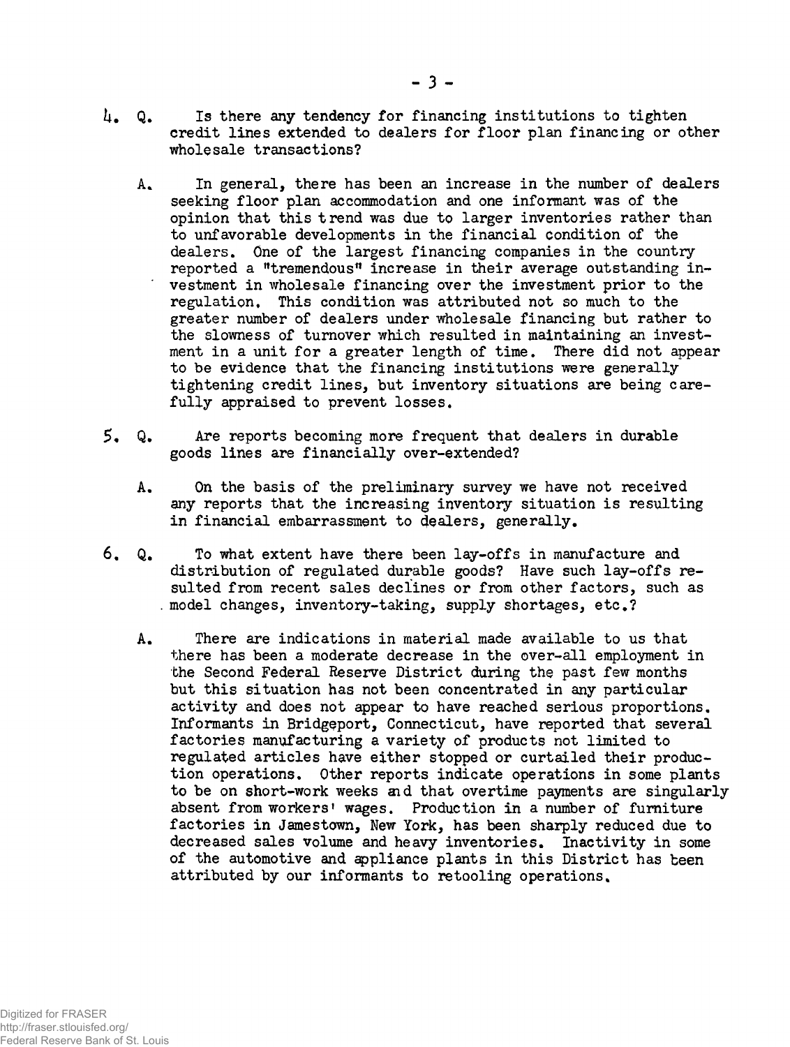4. Q. Is there any tendency for financing institutions to tighten credit lines extended to dealers for floor plan financing or other wholesale transactions?

A. In general, there has been an increase in the number of dealers seeking floor plan accommodation and one informant was of the opinion that this trend was due to larger inventories rather than to unfavorable developments in the financial condition of the dealers. One of the largest financing companies in the country reported a "tremendous" increase in their average outstanding investment in wholesale financing over the investment prior to the regulation. This condition was attributed not so much to the greater number of dealers under wholesale financing but rather to the slowness of turnover which resulted in maintaining an investment in a unit for a greater length of time. There did not appear to be evidence that the financing institutions were generally tightening credit lines, but inventory situations are being carefully appraised to prevent losses.

5. Q. Are reports becoming more frequent that dealers in durable goods lines are financially over-extended?

A. On the basis of the preliminary survey we have not received any reports that the increasing inventory situation is resulting in financial embarrassment to dealers, generally.

6. Q. To what extent have there been lay-offs in manufacture and distribution of regulated durable goods? Have such lay-offs resulted from recent sales declines or from other factors, such as model changes, inventory-taking, supply shortages, etc.?

A. There are indications in material made available to us that there has been a moderate decrease in the over-all employment in the Second Federal Reserve District during the past few months but this situation has not been concentrated in any particular activity and does not appear to have reached serious proportions. Informants in Bridgeport, Connecticut, have reported that several factories manufacturing a variety of products not limited to regulated articles have either stopped or curtailed their production operations. Other reports indicate operations in some plants to be on short-work weeks and that overtime payments are singularly absent from workers' wages. Production in a number of furniture factories in Jamestown, New York, has been sharply reduced due to decreased sales volume and heavy inventories. Inactivity in some of the automotive and appliance plants in this District has been attributed by our informants to retooling operations.